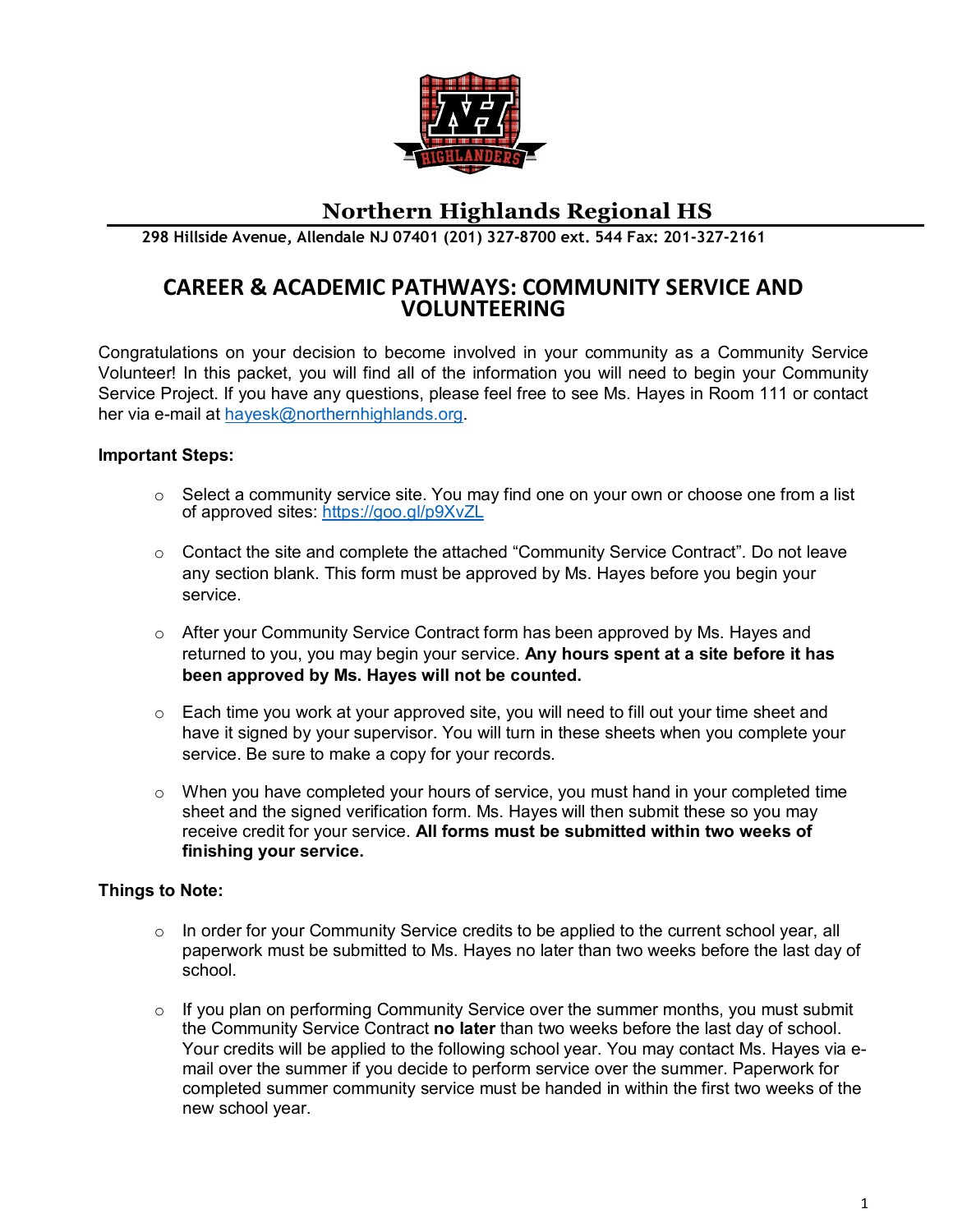# Northern Highlands Regional HS

298 Hillside Avenue, Allendale NJ 07401 (201) 327-8700 ext. 544 Fax: 201-327-2161

## CAREER & ACADEMIC PATHWAYS: COMMUNITY SERVICE AND VOLUNTEERING

Congratulations on your decision to become involved in your community as a Community Service Volunteer! In this packet, you will find all of the information you will need to begin your Community Service Project. If you have any questions, please feel free to see Ms. Hayes in Room 111 or contact her via e-mail at hayesk@northernhighlands.org.

**Important Steps:**

- Select a community service site. You may find one on your own or choose one from a list of approved sites: https://goo.gl/p9XvZL
- Contact the site and complete the attached "Community Service Contract". Do not leave any section blank. This form must be approved by Ms. Hayes before you begin your service.
- After your Community Service Contract form has been approved by Ms. Hayes and returned to you, you may begin your service. **Any hours spent at a site before it has been approved by Ms. Hayes will not be counted.**
- Each time you work at your approved site, you will need to fill out your time sheet and have it signed by your supervisor. You will turn in these sheets when you complete your service. Be sure to make a copy for your records.
- When you have completed your hours of service, you must hand in your completed time sheet and the signed verification form. Ms. Hayes will then submit these so you may receive credit for your service. **All forms must be submitted within two weeks of finishing your service.**

**Things to Note:**

- In order for your Community Service credits to be applied to the current school year, all paperwork must be submitted to Ms. Hayes no later than two weeks before the last day of school.
- If you plan on performing Community Service over the summer months, you must submit the Community Service Contract **no later** than two weeks before the last day of school. Your credits will be applied to the following school year. You may contact Ms. Hayes via e-mail over the summer if you decide to perform service over the summer. Paperwork for completed summer community service must be handed in within the first two weeks of the new school year.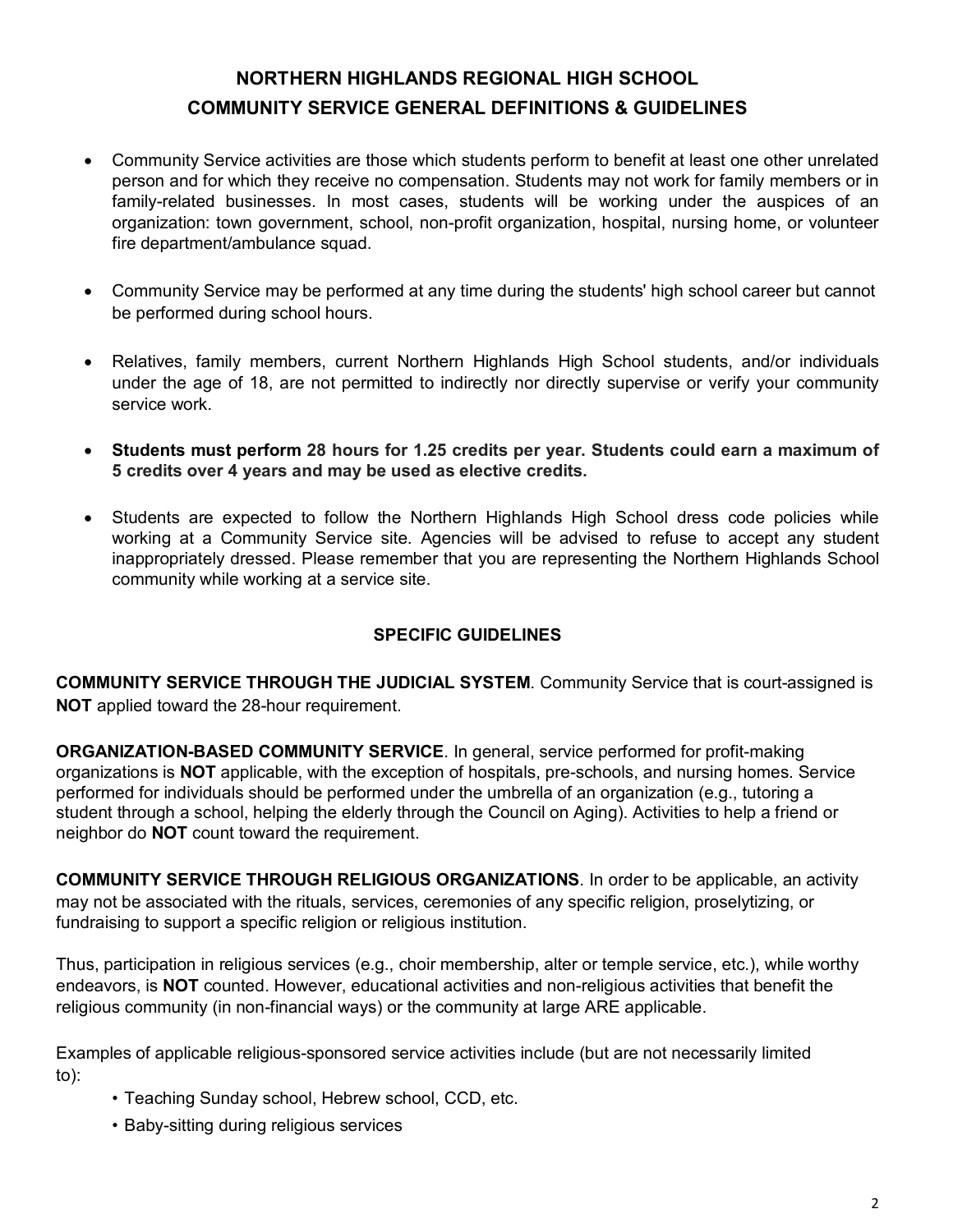# NORTHERN HIGHLANDS REGIONAL HIGH SCHOOL
## COMMUNITY SERVICE GENERAL DEFINITIONS & GUIDELINES

- Community Service activities are those which students perform to benefit at least one other unrelated person and for which they receive no compensation. Students may not work for family members or in family-related businesses. In most cases, students will be working under the auspices of an organization: town government, school, non-profit organization, hospital, nursing home, or volunteer fire department/ambulance squad.

- Community Service may be performed at any time during the students' high school career but cannot be performed during school hours.

- Relatives, family members, current Northern Highlands High School students, and/or individuals under the age of 18, are not permitted to indirectly nor directly supervise or verify your community service work.

- **Students must perform 28 hours for 1.25 credits per year. Students could earn a maximum of 5 credits over 4 years and may be used as elective credits.**

- Students are expected to follow the Northern Highlands High School dress code policies while working at a Community Service site. Agencies will be advised to refuse to accept any student inappropriately dressed. Please remember that you are representing the Northern Highlands School community while working at a service site.

### SPECIFIC GUIDELINES

**COMMUNITY SERVICE THROUGH THE JUDICIAL SYSTEM**. Community Service that is court-assigned is **NOT** applied toward the 28-hour requirement.

**ORGANIZATION-BASED COMMUNITY SERVICE**. In general, service performed for profit-making organizations is **NOT** applicable, with the exception of hospitals, pre-schools, and nursing homes. Service performed for individuals should be performed under the umbrella of an organization (e.g., tutoring a student through a school, helping the elderly through the Council on Aging). Activities to help a friend or neighbor do **NOT** count toward the requirement.

**COMMUNITY SERVICE THROUGH RELIGIOUS ORGANIZATIONS**. In order to be applicable, an activity may not be associated with the rituals, services, ceremonies of any specific religion, proselytizing, or fundraising to support a specific religion or religious institution.

Thus, participation in religious services (e.g., choir membership, alter or temple service, etc.), while worthy endeavors, is **NOT** counted. However, educational activities and non-religious activities that benefit the religious community (in non-financial ways) or the community at large ARE applicable.

Examples of applicable religious-sponsored service activities include (but are not necessarily limited to):

- Teaching Sunday school, Hebrew school, CCD, etc.
- Baby-sitting during religious services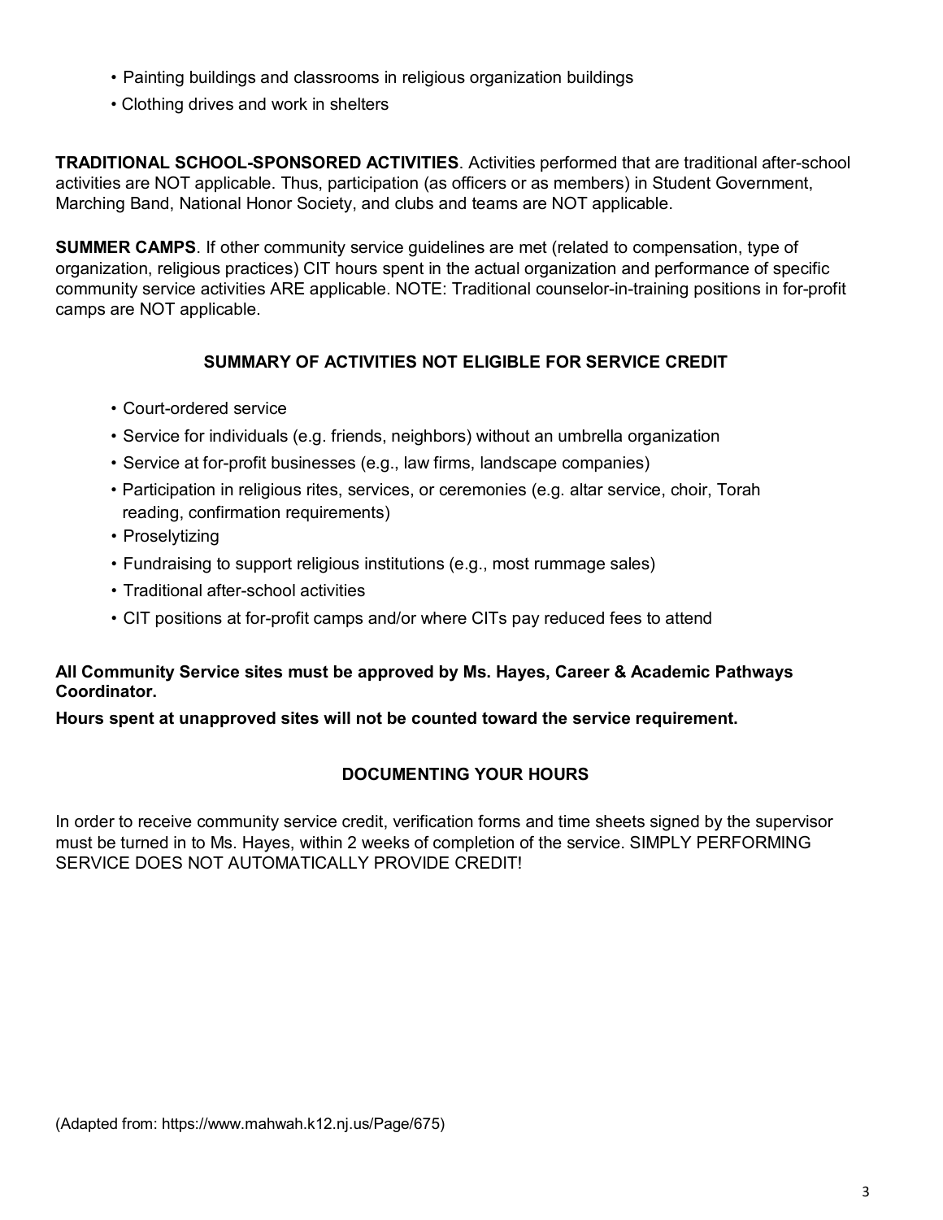- Painting buildings and classrooms in religious organization buildings
- Clothing drives and work in shelters

**TRADITIONAL SCHOOL-SPONSORED ACTIVITIES**. Activities performed that are traditional after-school activities are NOT applicable. Thus, participation (as officers or as members) in Student Government, Marching Band, National Honor Society, and clubs and teams are NOT applicable.

**SUMMER CAMPS**. If other community service guidelines are met (related to compensation, type of organization, religious practices) CIT hours spent in the actual organization and performance of specific community service activities ARE applicable. NOTE: Traditional counselor-in-training positions in for-profit camps are NOT applicable.

## SUMMARY OF ACTIVITIES NOT ELIGIBLE FOR SERVICE CREDIT

- Court-ordered service
- Service for individuals (e.g. friends, neighbors) without an umbrella organization
- Service at for-profit businesses (e.g., law firms, landscape companies)
- Participation in religious rites, services, or ceremonies (e.g. altar service, choir, Torah reading, confirmation requirements)
- Proselytizing
- Fundraising to support religious institutions (e.g., most rummage sales)
- Traditional after-school activities
- CIT positions at for-profit camps and/or where CITs pay reduced fees to attend

**All Community Service sites must be approved by Ms. Hayes, Career & Academic Pathways Coordinator.**

**Hours spent at unapproved sites will not be counted toward the service requirement.**

## DOCUMENTING YOUR HOURS

In order to receive community service credit, verification forms and time sheets signed by the supervisor must be turned in to Ms. Hayes, within 2 weeks of completion of the service. SIMPLY PERFORMING SERVICE DOES NOT AUTOMATICALLY PROVIDE CREDIT!

(Adapted from: https://www.mahwah.k12.nj.us/Page/675)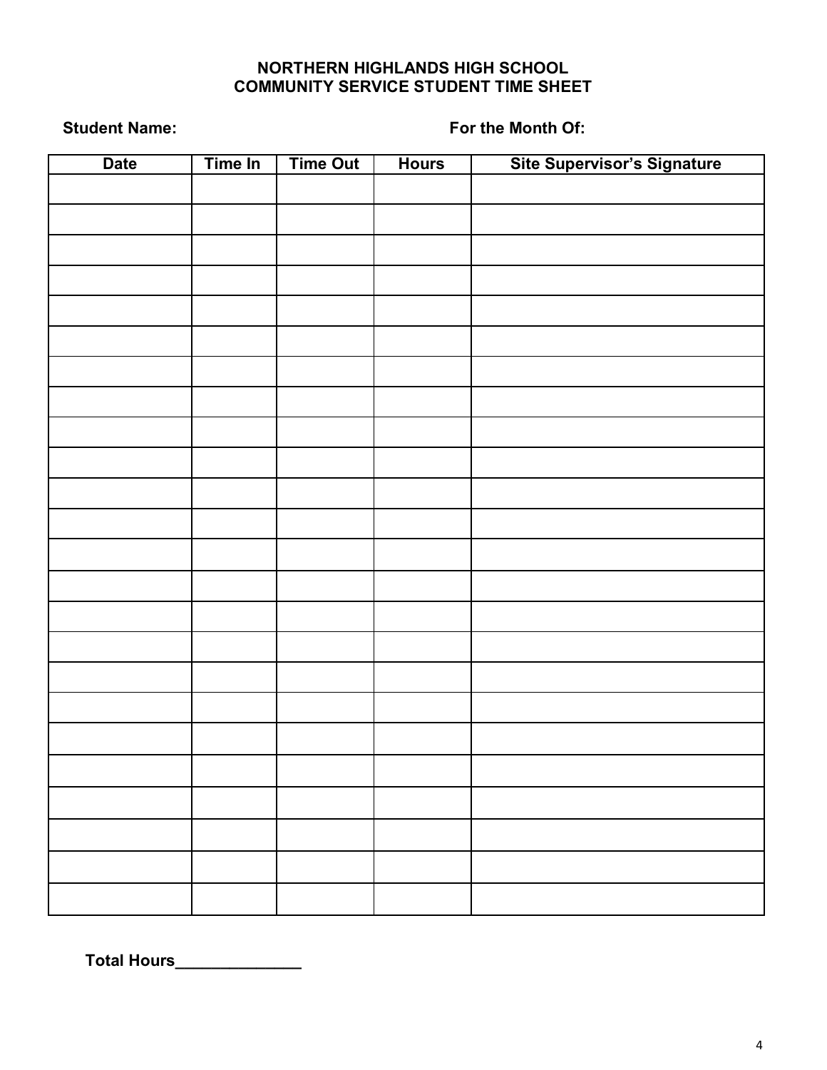**NORTHERN HIGHLANDS HIGH SCHOOL**
**COMMUNITY SERVICE STUDENT TIME SHEET**

**Student Name:** **For the Month Of:**

| Date | Time In | Time Out | Hours | Site Supervisor's Signature |
|---|---|---|---|---|
| | | | | |
| | | | | |
| | | | | |
| | | | | |
| | | | | |
| | | | | |
| | | | | |
| | | | | |
| | | | | |
| | | | | |
| | | | | |
| | | | | |
| | | | | |
| | | | | |
| | | | | |
| | | | | |
| | | | | |
| | | | | |
| | | | | |
| | | | | |
| | | | | |
| | | | | |
| | | | | |
| | | | | |
| | | | | |

**Total Hours______________**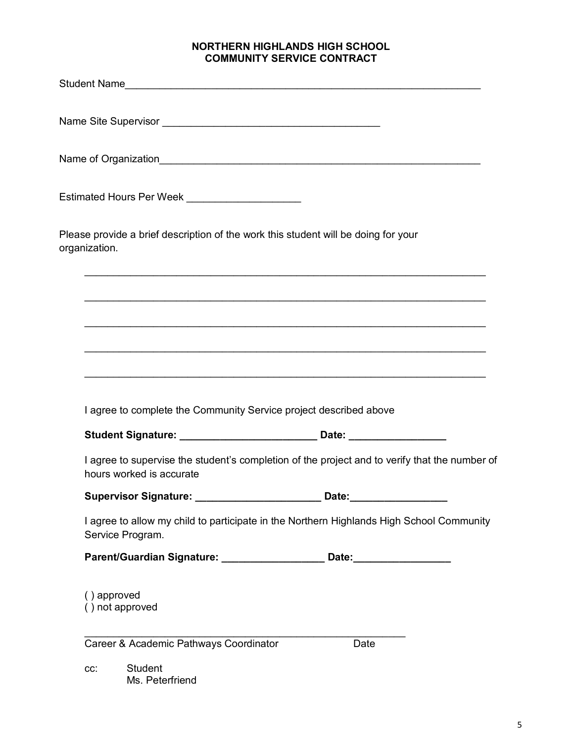# NORTHERN HIGHLANDS HIGH SCHOOL
## COMMUNITY SERVICE CONTRACT

Student Name_______________________________________________________________

Name Site Supervisor ______________________________________

Name of Organization________________________________________________________

Estimated Hours Per Week ____________________

Please provide a brief description of the work this student will be doing for your organization.

______________________________________________________________________

______________________________________________________________________

______________________________________________________________________

______________________________________________________________________

______________________________________________________________________

I agree to complete the Community Service project described above

**Student Signature: ________________________ Date: ________________**

I agree to supervise the student's completion of the project and to verify that the number of hours worked is accurate

**Supervisor Signature: ______________________ Date:________________**

I agree to allow my child to participate in the Northern Highlands High School Community Service Program.

**Parent/Guardian Signature: _________________ Date:________________**

( ) approved
( ) not approved

__________________________________________________________
Career & Academic Pathways Coordinator Date

cc: Student
Ms. Peterfriend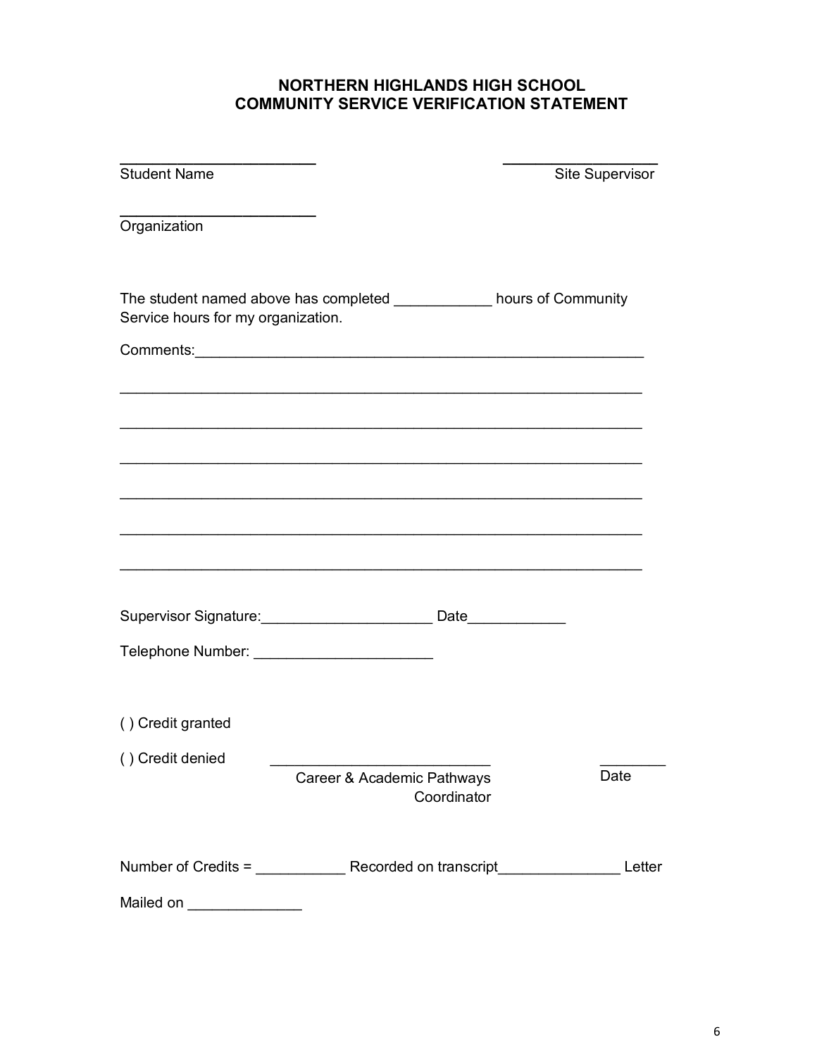# NORTHERN HIGHLANDS HIGH SCHOOL
## COMMUNITY SERVICE VERIFICATION STATEMENT

________________________ Student Name

________________________ Site Supervisor

________________________ Organization

The student named above has completed ____________ hours of Community Service hours for my organization.

Comments:_______________________________________________________

_______________________________________________________________

_______________________________________________________________

_______________________________________________________________

_______________________________________________________________

_______________________________________________________________

_______________________________________________________________

Supervisor Signature:_____________________ Date____________

Telephone Number: ______________________

( ) Credit granted

( ) Credit denied

___________________________ Career & Academic Pathways Coordinator

________ Date

Number of Credits = ___________ Recorded on transcript_______________ Letter

Mailed on ______________